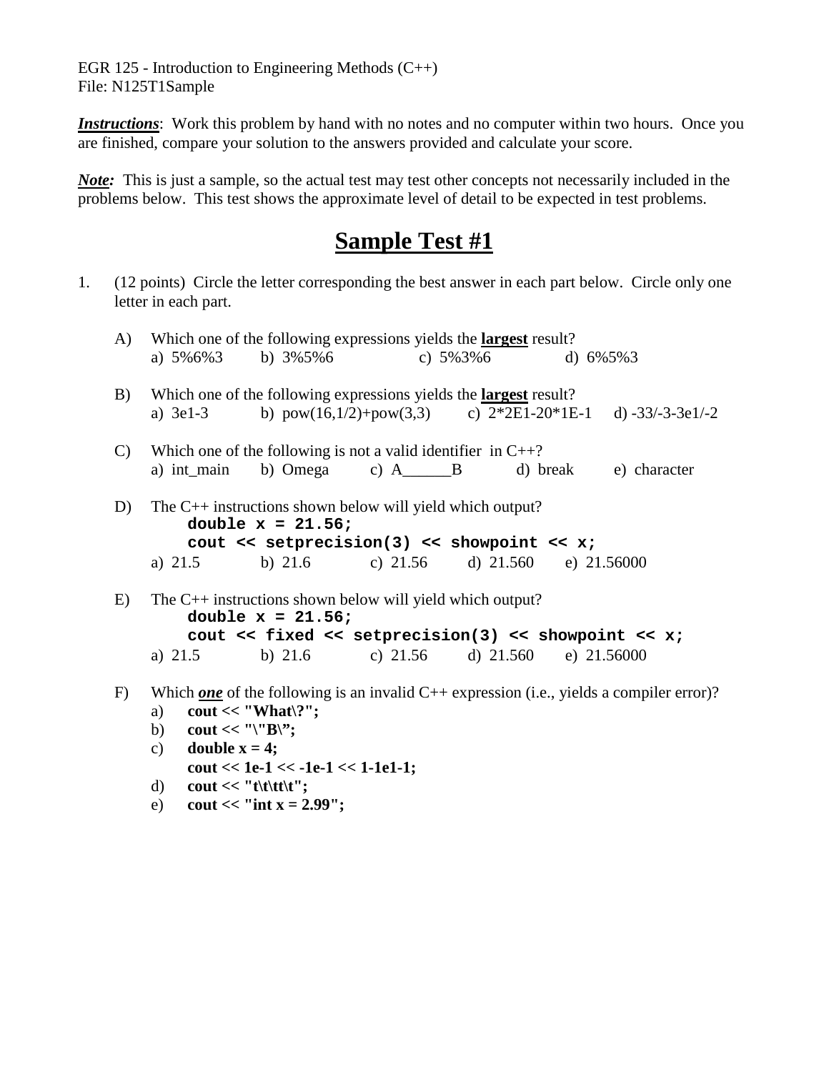EGR 125 - Introduction to Engineering Methods (C++)
File: N125T1Sample

***Instructions***: Work this problem by hand with no notes and no computer within two hours. Once you are finished, compare your solution to the answers provided and calculate your score.

***Note:*** This is just a sample, so the actual test may test other concepts not necessarily included in the problems below. This test shows the approximate level of detail to be expected in test problems.

# Sample Test #1

1. (12 points) Circle the letter corresponding the best answer in each part below. Circle only one letter in each part.

   A) Which one of the following expressions yields the **largest** result?
   a) 5%6%3 b) 3%5%6 c) 5%3%6 d) 6%5%3

   B) Which one of the following expressions yields the **largest** result?
   a) 3e1-3 b) pow(16,1/2)+pow(3,3) c) 2*2E1-20*1E-1 d) -33/-3-3e1/-2

   C) Which one of the following is not a valid identifier in C++?
   a) int_main b) Omega c) A______B d) break e) character

   D) The C++ instructions shown below will yield which output?
   ```
   double x = 21.56;
   cout << setprecision(3) << showpoint << x;
   ```
   a) 21.5 b) 21.6 c) 21.56 d) 21.560 e) 21.56000

   E) The C++ instructions shown below will yield which output?
   ```
   double x = 21.56;
   cout << fixed << setprecision(3) << showpoint << x;
   ```
   a) 21.5 b) 21.6 c) 21.56 d) 21.560 e) 21.56000

   F) Which ***one*** of the following is an invalid C++ expression (i.e., yields a compiler error)?
   a) **cout << "What\?";**
   b) **cout << "\"B\”;**
   c) **double x = 4;**
   **cout << 1e-1 << -1e-1 << 1-1e1-1;**
   d) **cout << "t\t\tt\t";**
   e) **cout << "int x = 2.99";**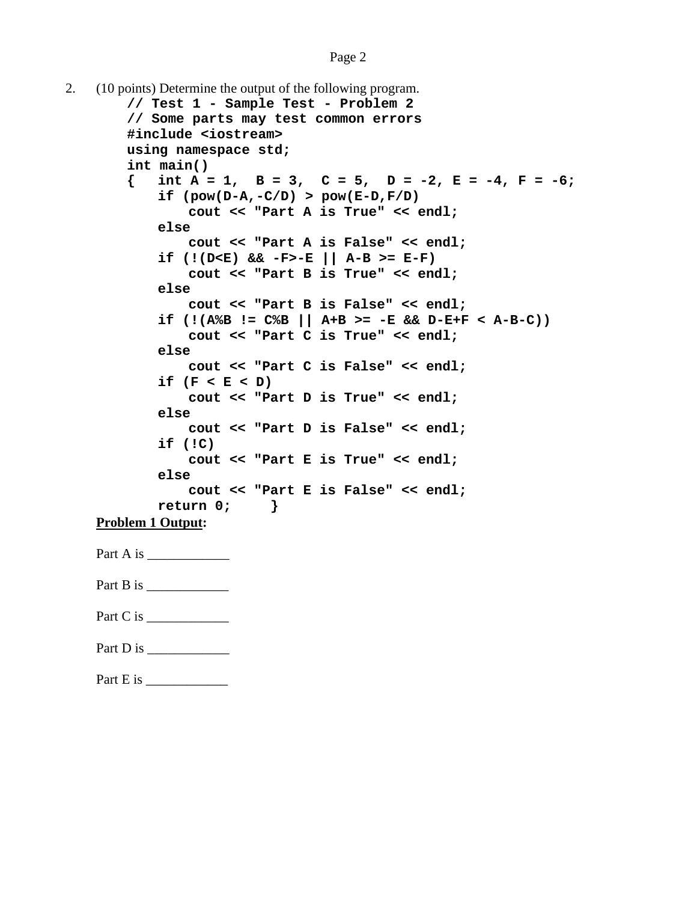2. (10 points) Determine the output of the following program.

```
// Test 1 - Sample Test - Problem 2
// Some parts may test common errors
#include <iostream>
using namespace std;
int main()
{   int A = 1,  B = 3,  C = 5,  D = -2, E = -4, F = -6;
    if (pow(D-A,-C/D) > pow(E-D,F/D)
        cout << "Part A is True" << endl;
    else
        cout << "Part A is False" << endl;
    if (!(D<E) && -F>-E || A-B >= E-F)
        cout << "Part B is True" << endl;
    else
        cout << "Part B is False" << endl;
    if (!(A%B != C%B || A+B >= -E && D-E+F < A-B-C))
        cout << "Part C is True" << endl;
    else
        cout << "Part C is False" << endl;
    if (F < E < D)
        cout << "Part D is True" << endl;
    else
        cout << "Part D is False" << endl;
    if (!C)
        cout << "Part E is True" << endl;
    else
        cout << "Part E is False" << endl;
    return 0;     }
```

**Problem 1 Output:**

Part A is \_\_\_\_\_\_\_\_\_\_\_\_

Part B is \_\_\_\_\_\_\_\_\_\_\_\_

Part C is \_\_\_\_\_\_\_\_\_\_\_\_

Part D is \_\_\_\_\_\_\_\_\_\_\_\_

Part E is \_\_\_\_\_\_\_\_\_\_\_\_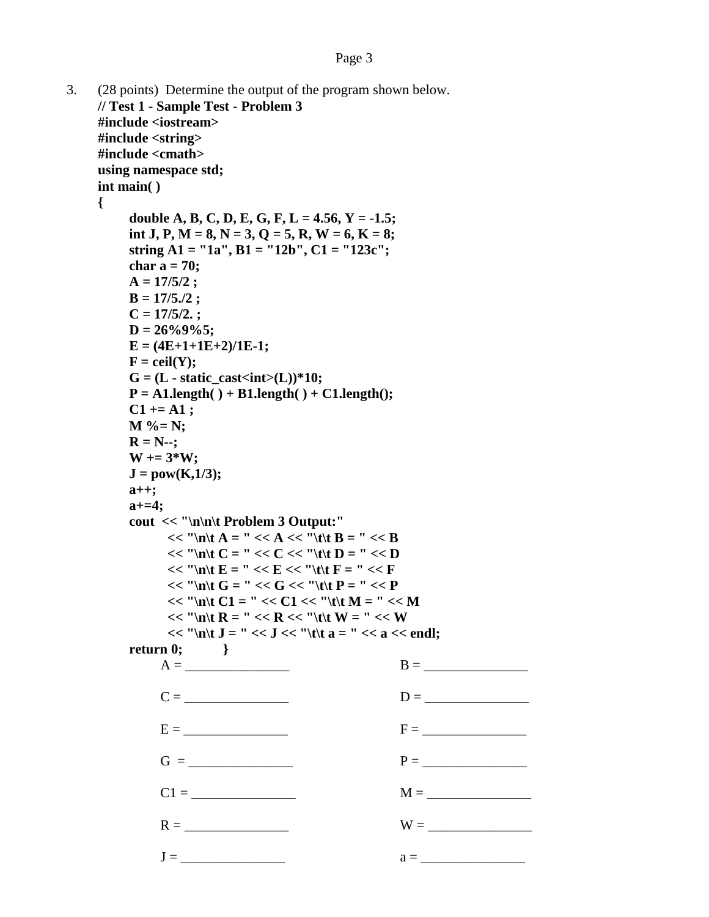3. (28 points) Determine the output of the program shown below.

```
// Test 1 - Sample Test - Problem 3
#include <iostream>
#include <string>
#include <cmath>
using namespace std;
int main( )
{
      double A, B, C, D, E, G, F, L = 4.56, Y = -1.5;
      int J, P, M = 8, N = 3, Q = 5, R, W = 6, K = 8;
      string A1 = "1a", B1 = "12b", C1 = "123c";
      char a = 70;
      A = 17/5/2 ;
      B = 17/5./2 ;
      C = 17/5/2. ;
      D = 26%9%5;
      E = (4E+1+1E+2)/1E-1;
      F = ceil(Y);
      G = (L - static_cast<int>(L))*10;
      P = A1.length( ) + B1.length( ) + C1.length();
      C1 += A1 ;
      M %= N;
      R = N--;
      W += 3*W;
      J = pow(K,1/3);
      a++;
      a+=4;
      cout  << "\n\n\t Problem 3 Output:"
            << "\n\t A = " << A << "\t\t B = " << B
            << "\n\t C = " << C << "\t\t D = " << D
            << "\n\t E = " << E << "\t\t F = " << F
            << "\n\t G = " << G << "\t\t P = " << P
            << "\n\t C1 = " << C1 << "\t\t M = " << M
            << "\n\t R = " << R << "\t\t W = " << W
            << "\n\t J = " << J << "\t\t a = " << a << endl;
      return 0;       }
```

A = _______________ B = _______________

C = _______________ D = _______________

E = _______________ F = _______________

G = _______________ P = _______________

C1 = _______________ M = _______________

R = _______________ W = _______________

J = _______________ a = _______________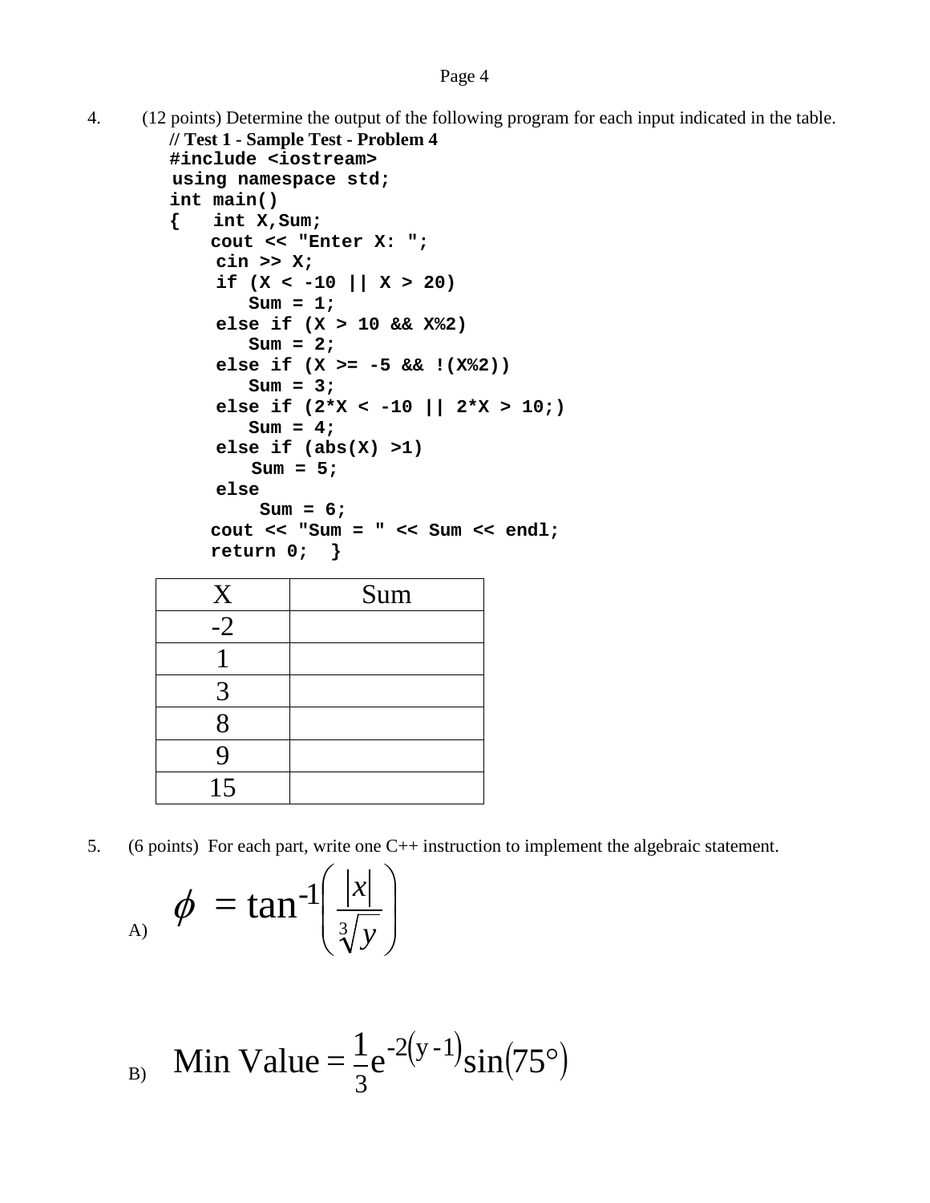4. (12 points) Determine the output of the following program for each input indicated in the table.

```
// Test 1 - Sample Test - Problem 4
#include <iostream>
using namespace std;
int main()
{   int X,Sum;
    cout << "Enter X: ";
    cin >> X;
    if (X < -10 || X > 20)
        Sum = 1;
    else if (X > 10 && X%2)
        Sum = 2;
    else if (X >= -5 && !(X%2))
        Sum = 3;
    else if (2*X < -10 || 2*X > 10;)
        Sum = 4;
    else if (abs(X) >1)
        Sum = 5;
    else
        Sum = 6;
    cout << "Sum = " << Sum << endl;
    return 0;  }
```

| X | Sum |
|---|---|
| -2 | |
| 1 | |
| 3 | |
| 8 | |
| 9 | |
| 15 | |

5. (6 points) For each part, write one C++ instruction to implement the algebraic statement.

A) $$\phi = \tan^{-1}\left(\frac{|x|}{\sqrt[3]{y}}\right)$$

B) $$\text{Min Value} = \frac{1}{3}e^{-2(y-1)}\sin(75°)$$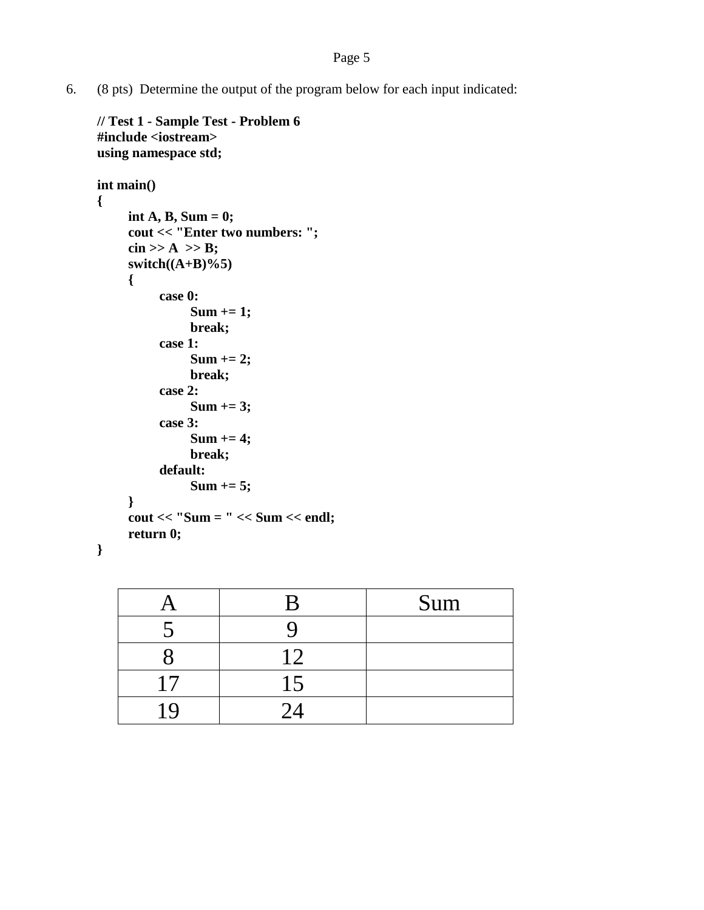6. (8 pts) Determine the output of the program below for each input indicated:

```
// Test 1 - Sample Test - Problem 6
#include <iostream>
using namespace std;

int main()
{
	int A, B, Sum = 0;
	cout << "Enter two numbers: ";
	cin >> A  >> B;
	switch((A+B)%5)
	{
		case 0:
			Sum += 1;
			break;
		case 1:
			Sum += 2;
			break;
		case 2:
			Sum += 3;
		case 3:
			Sum += 4;
			break;
		default:
			Sum += 5;
	}
	cout << "Sum = " << Sum << endl;
	return 0;
}
```

| A | B | Sum |
|---|---|---|
| 5 | 9 | |
| 8 | 12 | |
| 17 | 15 | |
| 19 | 24 | |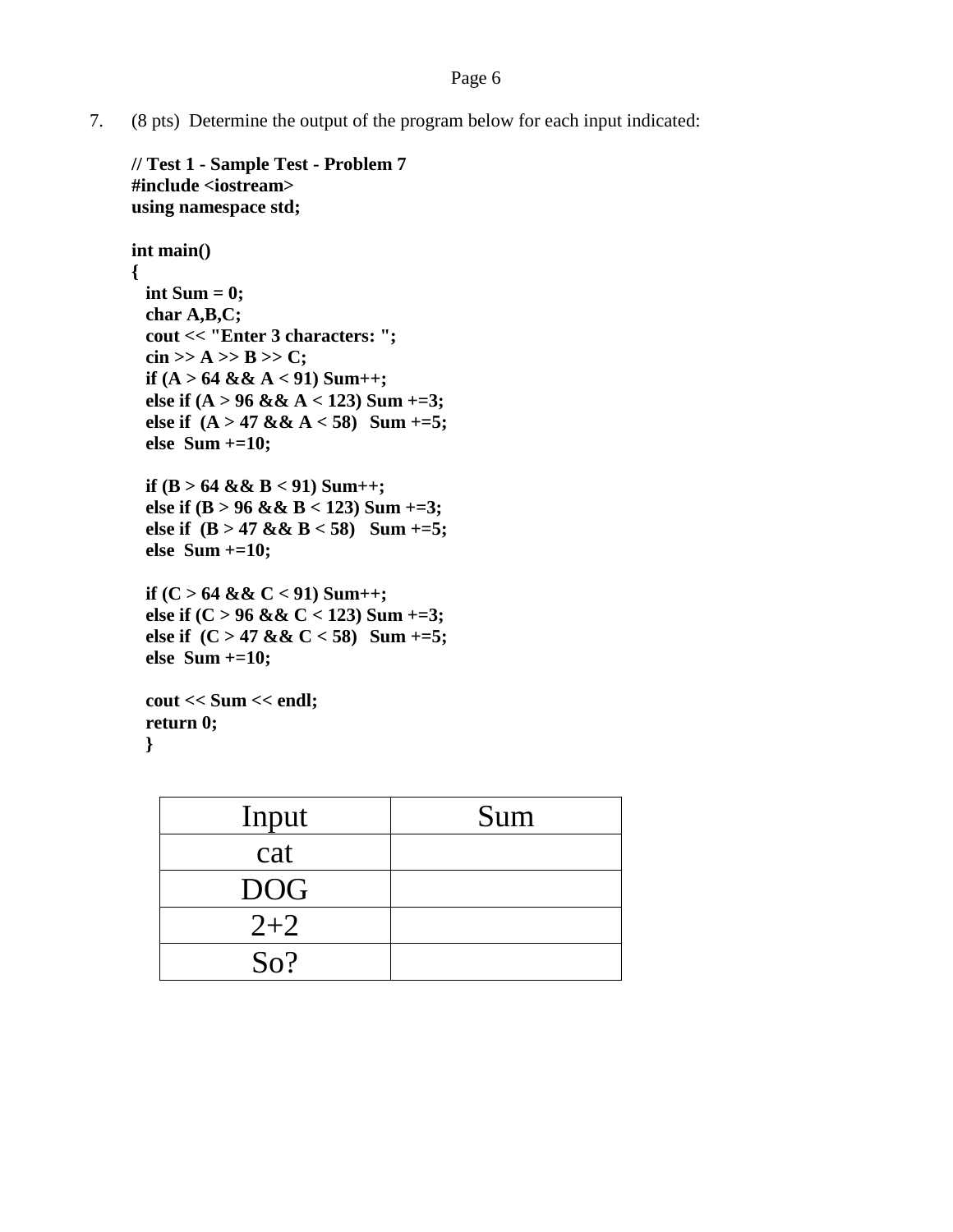7. (8 pts) Determine the output of the program below for each input indicated:

```
// Test 1 - Sample Test - Problem 7
#include <iostream>
using namespace std;

int main()
{
  int Sum = 0;
  char A,B,C;
  cout << "Enter 3 characters: ";
  cin >> A >> B >> C;
  if (A > 64 && A < 91) Sum++;
  else if (A > 96 && A < 123) Sum +=3;
  else if  (A > 47 && A < 58)   Sum +=5;
  else  Sum +=10;

  if (B > 64 && B < 91) Sum++;
  else if (B > 96 && B < 123) Sum +=3;
  else if  (B > 47 && B < 58)   Sum +=5;
  else  Sum +=10;

  if (C > 64 && C < 91) Sum++;
  else if (C > 96 && C < 123) Sum +=3;
  else if  (C > 47 && C < 58)   Sum +=5;
  else  Sum +=10;

  cout << Sum << endl;
  return 0;
  }
```

| Input | Sum |
| --- | --- |
| cat | |
| DOG | |
| 2+2 | |
| So? | |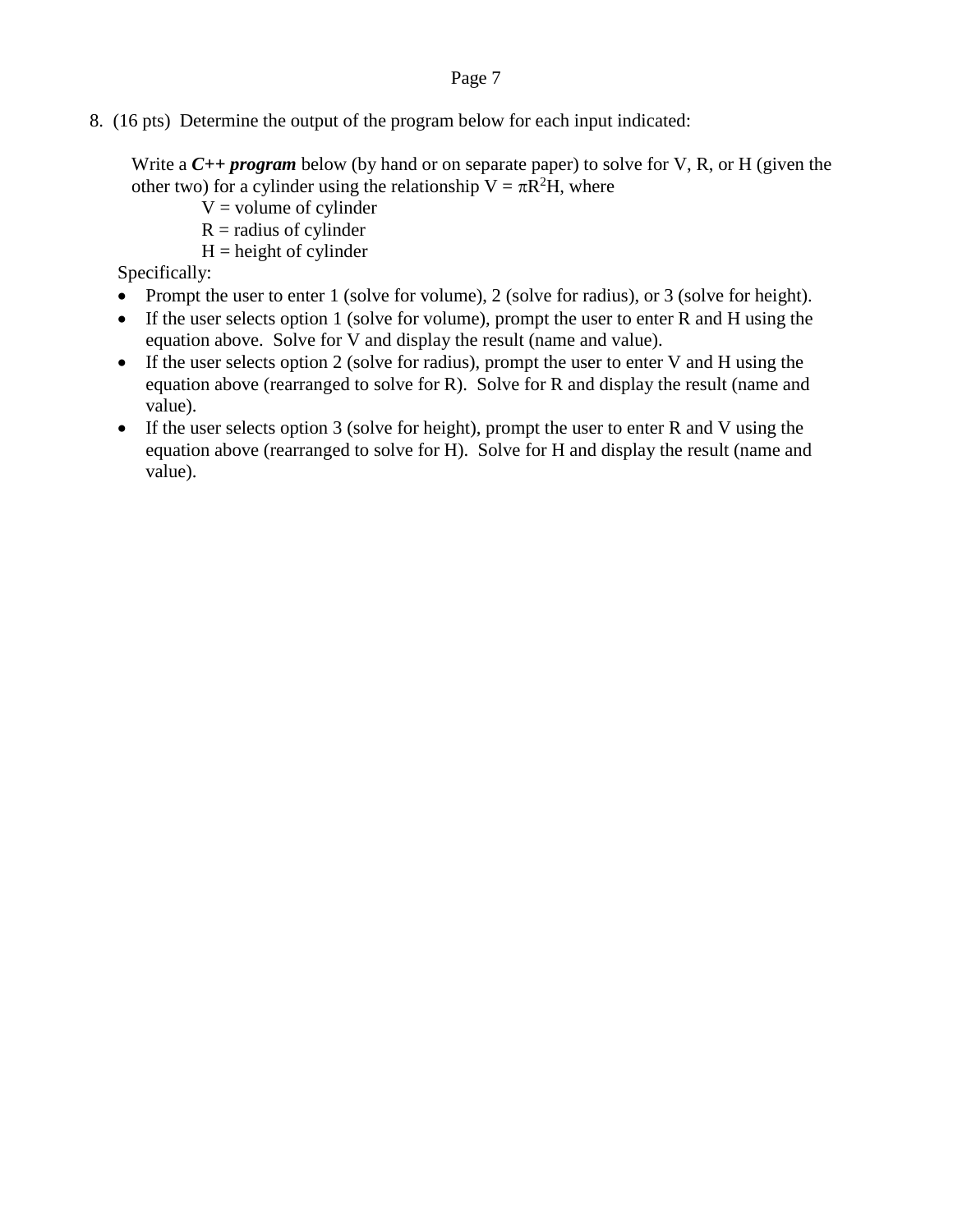8. (16 pts) Determine the output of the program below for each input indicated:

Write a ***C++ program*** below (by hand or on separate paper) to solve for V, R, or H (given the other two) for a cylinder using the relationship $V = \pi R^2 H$, where

V = volume of cylinder
R = radius of cylinder
H = height of cylinder

Specifically:

- Prompt the user to enter 1 (solve for volume), 2 (solve for radius), or 3 (solve for height).
- If the user selects option 1 (solve for volume), prompt the user to enter R and H using the equation above. Solve for V and display the result (name and value).
- If the user selects option 2 (solve for radius), prompt the user to enter V and H using the equation above (rearranged to solve for R). Solve for R and display the result (name and value).
- If the user selects option 3 (solve for height), prompt the user to enter R and V using the equation above (rearranged to solve for H). Solve for H and display the result (name and value).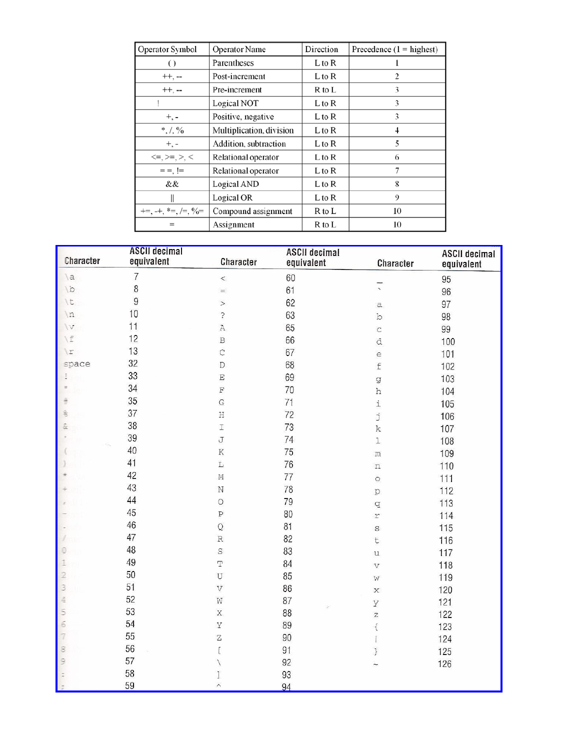| Operator Symbol | Operator Name | Direction | Precedence (1 = highest) |
|---|---|---|---|
| ( ) | Parentheses | L to R | 1 |
| ++, -- | Post-increment | L to R | 2 |
| ++, -- | Pre-increment | R to L | 3 |
| ! | Logical NOT | L to R | 3 |
| +, - | Positive, negative | L to R | 3 |
| *, /, % | Multiplication, division | L to R | 4 |
| +, - | Addition, subtraction | L to R | 5 |
| <=, >=, >, < | Relational operator | L to R | 6 |
| = =, != | Relational operator | L to R | 7 |
| && | Logical AND | L to R | 8 |
| \|\| | Logical OR | L to R | 9 |
| +=, -+, *=, /=, %= | Compound assignment | R to L | 10 |
| = | Assignment | R to L | 10 |

| Character | ASCII decimal equivalent | Character | ASCII decimal equivalent | Character | ASCII decimal equivalent |
|---|---|---|---|---|---|
| \a | 7 | < | 60 | _ | 95 |
| \b | 8 | = | 61 | ` | 96 |
| \t | 9 | > | 62 | a | 97 |
| \n | 10 | ? | 63 | b | 98 |
| \v | 11 | A | 65 | c | 99 |
| \f | 12 | B | 66 | d | 100 |
| \r | 13 | C | 67 | e | 101 |
| space | 32 | D | 68 | f | 102 |
| ! | 33 | E | 69 | g | 103 |
| " | 34 | F | 70 | h | 104 |
| # | 35 | G | 71 | i | 105 |
| % | 37 | H | 72 | j | 106 |
| & | 38 | I | 73 | k | 107 |
| ' | 39 | J | 74 | l | 108 |
| ( | 40 | K | 75 | m | 109 |
| ) | 41 | L | 76 | n | 110 |
| * | 42 | M | 77 | o | 111 |
| + | 43 | N | 78 | p | 112 |
| , | 44 | O | 79 | q | 113 |
| - | 45 | P | 80 | r | 114 |
| . | 46 | Q | 81 | s | 115 |
| / | 47 | R | 82 | t | 116 |
| 0 | 48 | S | 83 | u | 117 |
| 1 | 49 | T | 84 | v | 118 |
| 2 | 50 | U | 85 | w | 119 |
| 3 | 51 | V | 86 | x | 120 |
| 4 | 52 | W | 87 | y | 121 |
| 5 | 53 | X | 88 | z | 122 |
| 6 | 54 | Y | 89 | { | 123 |
| 7 | 55 | Z | 90 | \| | 124 |
| 8 | 56 | [ | 91 | } | 125 |
| 9 | 57 | \ | 92 | ~ | 126 |
| : | 58 | ] | 93 | | |
| ; | 59 | ^ | 94 | | |